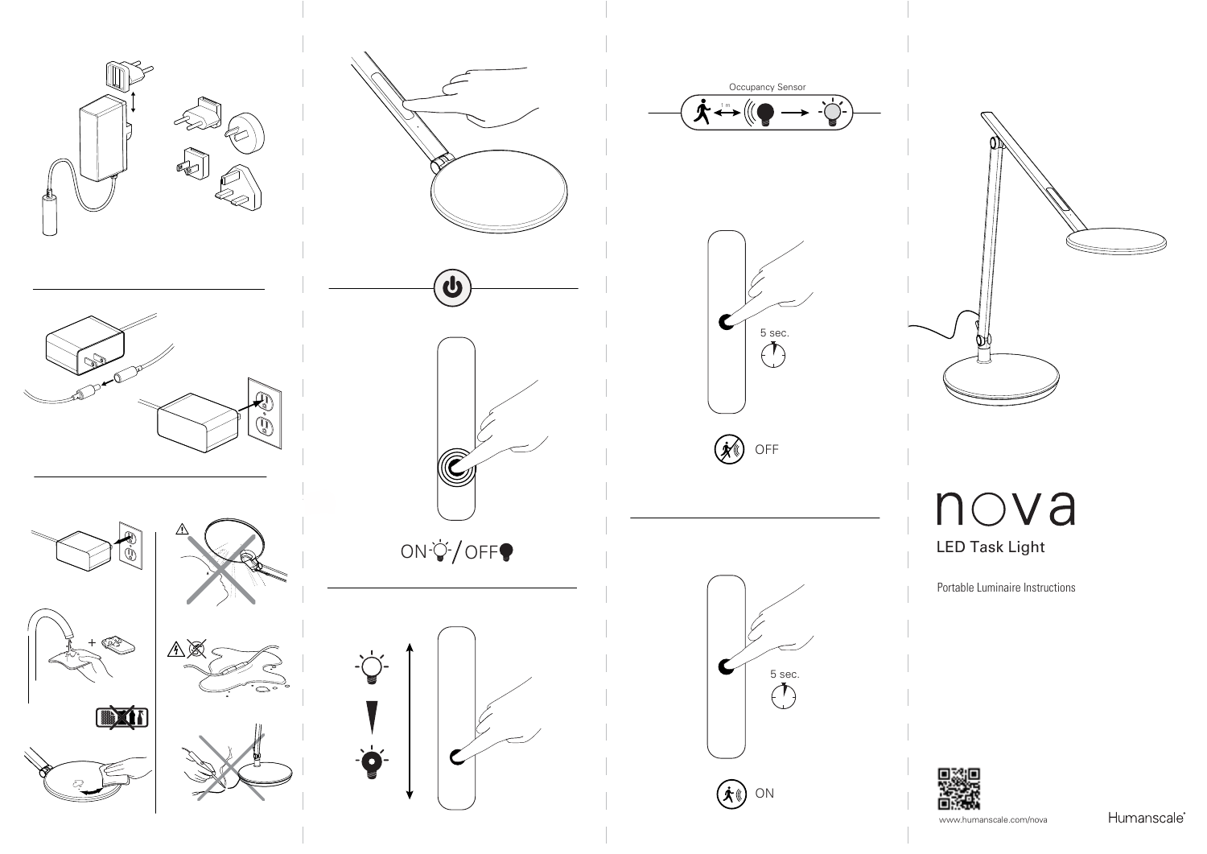Occupancy Sensor

1 m

5 sec.

OFF

5 sec.

ON

ON / OFF

# nova

## LED Task Light

Portable Luminaire Instructions

www.humanscale.com/nova

Humanscale®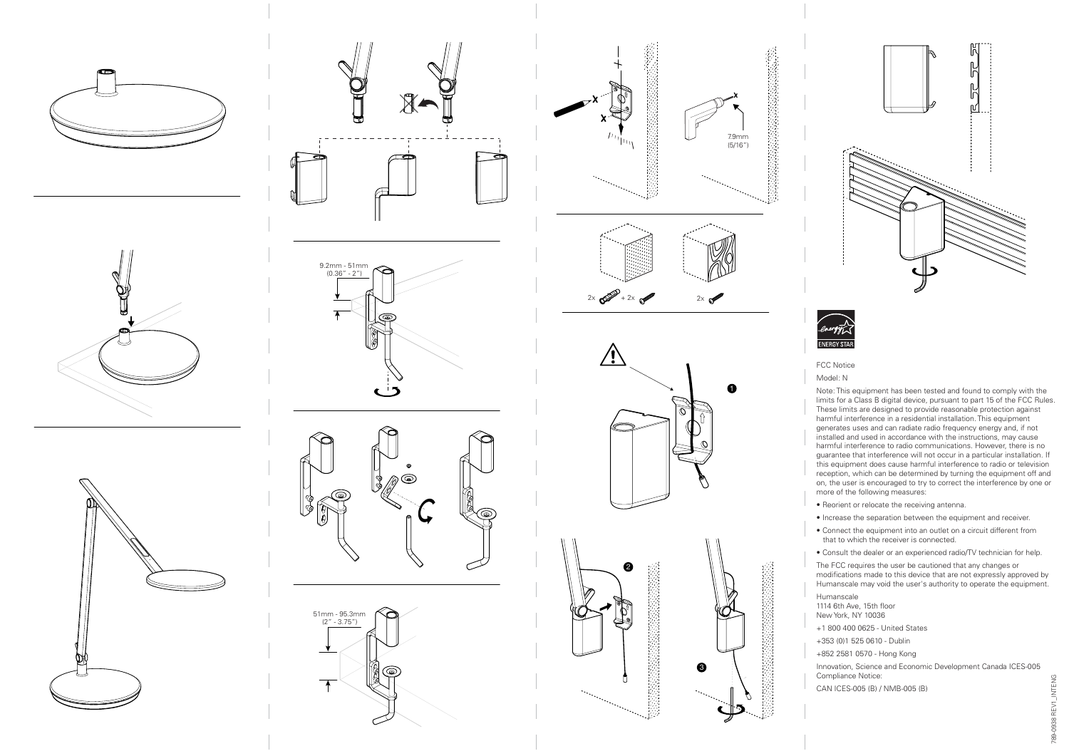9.2mm - 51mm
(0.36" - 2")

51mm - 95.3mm
(2" - 3.75")

7.9mm
(5/16")

2x + 2x

2x

1

2

3

ENERGY STAR

FCC Notice

Model: N

Note: This equipment has been tested and found to comply with the limits for a Class B digital device, pursuant to part 15 of the FCC Rules. These limits are designed to provide reasonable protection against harmful interference in a residential installation. This equipment generates uses and can radiate radio frequency energy and, if not installed and used in accordance with the instructions, may cause harmful interference to radio communications. However, there is no guarantee that interference will not occur in a particular installation. If this equipment does cause harmful interference to radio or television reception, which can be determined by turning the equipment off and on, the user is encouraged to try to correct the interference by one or more of the following measures:

- Reorient or relocate the receiving antenna.
- Increase the separation between the equipment and receiver.
- Connect the equipment into an outlet on a circuit different from that to which the receiver is connected.
- Consult the dealer or an experienced radio/TV technician for help.

The FCC requires the user be cautioned that any changes or modifications made to this device that are not expressly approved by Humanscale may void the user's authority to operate the equipment.

Humanscale
1114 6th Ave, 15th floor
New York, NY 10036

+1 800 400 0625 - United States

+353 (0)1 525 0610 - Dublin

+852 2581 0570 - Hong Kong

Innovation, Science and Economic Development Canada ICES-005 Compliance Notice:

CAN ICES-005 (B) / NMB-005 (B)

789-0938 REV1_INTENG